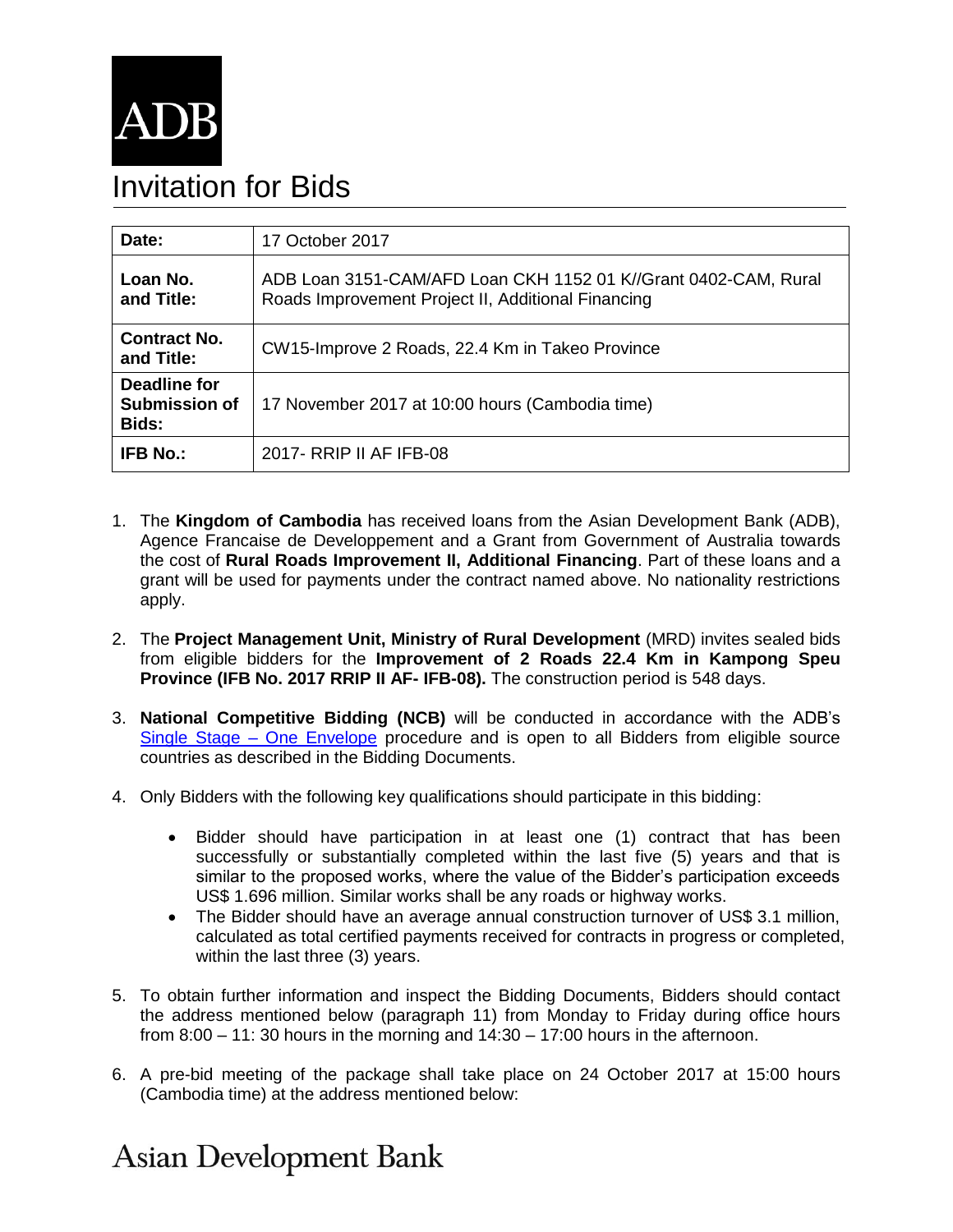ADB

# Invitation for Bids

| | |
|---|---|
| **Date:** | 17 October 2017 |
| **Loan No. and Title:** | ADB Loan 3151-CAM/AFD Loan CKH 1152 01 K//Grant 0402-CAM, Rural Roads Improvement Project II, Additional Financing |
| **Contract No. and Title:** | CW15-Improve 2 Roads, 22.4 Km in Takeo Province |
| **Deadline for Submission of Bids:** | 17 November 2017 at 10:00 hours (Cambodia time) |
| **IFB No.:** | 2017- RRIP II AF IFB-08 |

1. The **Kingdom of Cambodia** has received loans from the Asian Development Bank (ADB), Agence Francaise de Developpement and a Grant from Government of Australia towards the cost of **Rural Roads Improvement II, Additional Financing**. Part of these loans and a grant will be used for payments under the contract named above. No nationality restrictions apply.

2. The **Project Management Unit, Ministry of Rural Development** (MRD) invites sealed bids from eligible bidders for the **Improvement of 2 Roads 22.4 Km in Kampong Speu Province (IFB No. 2017 RRIP II AF- IFB-08).** The construction period is 548 days.

3. **National Competitive Bidding (NCB)** will be conducted in accordance with the ADB's Single Stage – One Envelope procedure and is open to all Bidders from eligible source countries as described in the Bidding Documents.

4. Only Bidders with the following key qualifications should participate in this bidding:

    - Bidder should have participation in at least one (1) contract that has been successfully or substantially completed within the last five (5) years and that is similar to the proposed works, where the value of the Bidder's participation exceeds US$ 1.696 million. Similar works shall be any roads or highway works.
    - The Bidder should have an average annual construction turnover of US$ 3.1 million, calculated as total certified payments received for contracts in progress or completed, within the last three (3) years.

5. To obtain further information and inspect the Bidding Documents, Bidders should contact the address mentioned below (paragraph 11) from Monday to Friday during office hours from 8:00 – 11: 30 hours in the morning and 14:30 – 17:00 hours in the afternoon.

6. A pre-bid meeting of the package shall take place on 24 October 2017 at 15:00 hours (Cambodia time) at the address mentioned below:

Asian Development Bank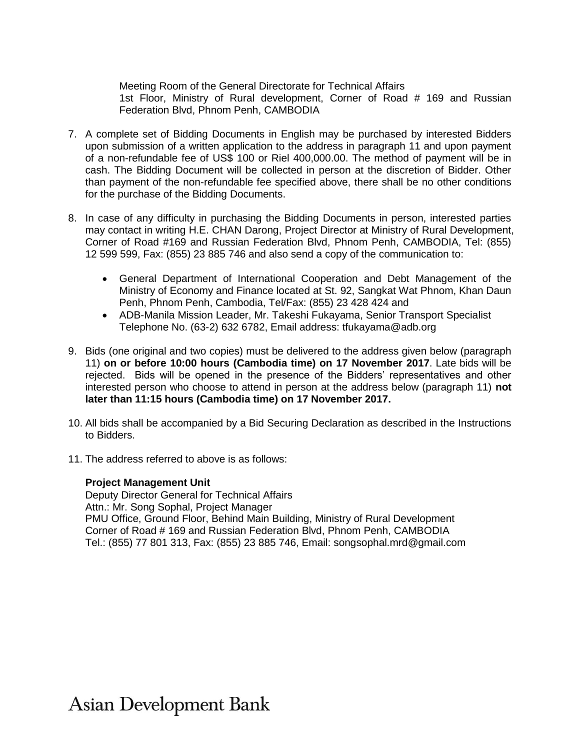Meeting Room of the General Directorate for Technical Affairs
1st Floor, Ministry of Rural development, Corner of Road # 169 and Russian Federation Blvd, Phnom Penh, CAMBODIA

7. A complete set of Bidding Documents in English may be purchased by interested Bidders upon submission of a written application to the address in paragraph 11 and upon payment of a non-refundable fee of US$ 100 or Riel 400,000.00. The method of payment will be in cash. The Bidding Document will be collected in person at the discretion of Bidder. Other than payment of the non-refundable fee specified above, there shall be no other conditions for the purchase of the Bidding Documents.

8. In case of any difficulty in purchasing the Bidding Documents in person, interested parties may contact in writing H.E. CHAN Darong, Project Director at Ministry of Rural Development, Corner of Road #169 and Russian Federation Blvd, Phnom Penh, CAMBODIA, Tel: (855) 12 599 599, Fax: (855) 23 885 746 and also send a copy of the communication to:

   - General Department of International Cooperation and Debt Management of the Ministry of Economy and Finance located at St. 92, Sangkat Wat Phnom, Khan Daun Penh, Phnom Penh, Cambodia, Tel/Fax: (855) 23 428 424 and
   - ADB-Manila Mission Leader, Mr. Takeshi Fukayama, Senior Transport Specialist Telephone No. (63-2) 632 6782, Email address: tfukayama@adb.org

9. Bids (one original and two copies) must be delivered to the address given below (paragraph 11) **on or before 10:00 hours (Cambodia time) on 17 November 2017**. Late bids will be rejected. Bids will be opened in the presence of the Bidders' representatives and other interested person who choose to attend in person at the address below (paragraph 11) **not later than 11:15 hours (Cambodia time) on 17 November 2017.**

10. All bids shall be accompanied by a Bid Securing Declaration as described in the Instructions to Bidders.

11. The address referred to above is as follows:

    **Project Management Unit**
    Deputy Director General for Technical Affairs
    Attn.: Mr. Song Sophal, Project Manager
    PMU Office, Ground Floor, Behind Main Building, Ministry of Rural Development
    Corner of Road # 169 and Russian Federation Blvd, Phnom Penh, CAMBODIA
    Tel.: (855) 77 801 313, Fax: (855) 23 885 746, Email: songsophal.mrd@gmail.com